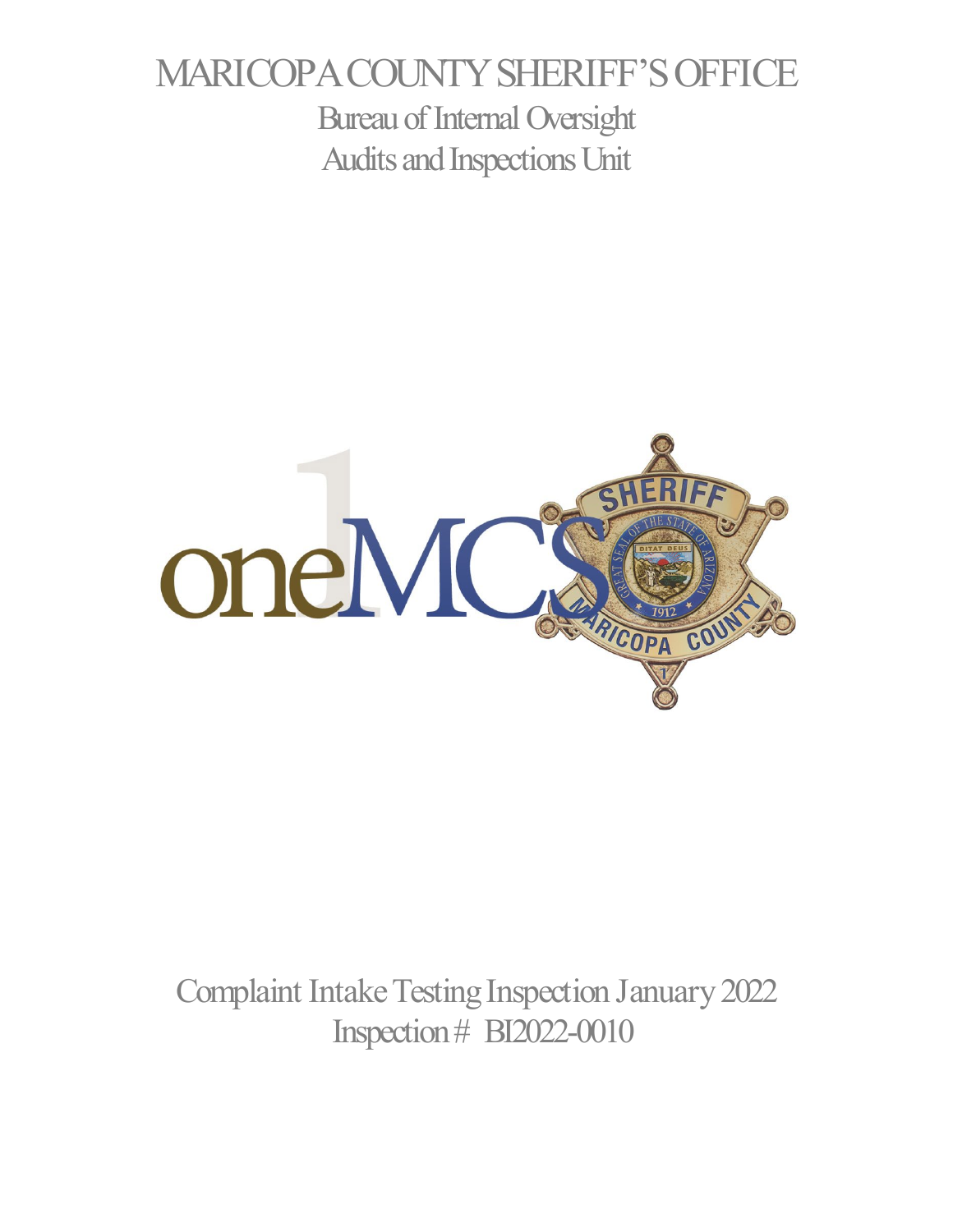# MARICOPA COUNTY SHERIFF'S OFFICE

## Bureau of Internal Oversight

## Audits and Inspections Unit

oneMCSO

Complaint Intake Testing Inspection January 2022

Inspection # BI2022-0010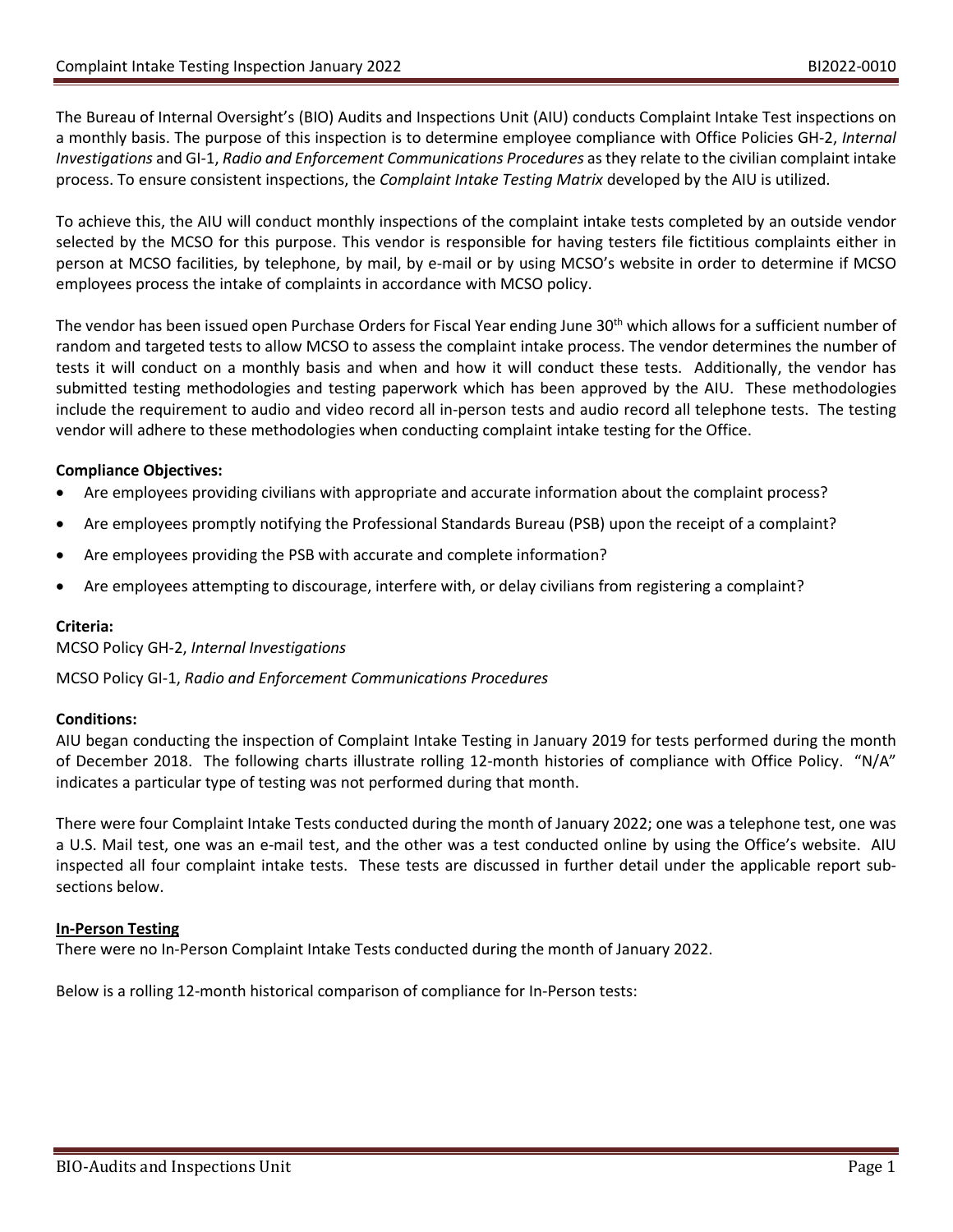The Bureau of Internal Oversight's (BIO) Audits and Inspections Unit (AIU) conducts Complaint Intake Test inspections on a monthly basis. The purpose of this inspection is to determine employee compliance with Office Policies GH-2, *Internal Investigations* and GI-1, *Radio and Enforcement Communications Procedures* as they relate to the civilian complaint intake process. To ensure consistent inspections, the *Complaint Intake Testing Matrix* developed by the AIU is utilized.

To achieve this, the AIU will conduct monthly inspections of the complaint intake tests completed by an outside vendor selected by the MCSO for this purpose. This vendor is responsible for having testers file fictitious complaints either in person at MCSO facilities, by telephone, by mail, by e-mail or by using MCSO's website in order to determine if MCSO employees process the intake of complaints in accordance with MCSO policy.

The vendor has been issued open Purchase Orders for Fiscal Year ending June 30th which allows for a sufficient number of random and targeted tests to allow MCSO to assess the complaint intake process. The vendor determines the number of tests it will conduct on a monthly basis and when and how it will conduct these tests. Additionally, the vendor has submitted testing methodologies and testing paperwork which has been approved by the AIU. These methodologies include the requirement to audio and video record all in-person tests and audio record all telephone tests. The testing vendor will adhere to these methodologies when conducting complaint intake testing for the Office.

**Compliance Objectives:**

- Are employees providing civilians with appropriate and accurate information about the complaint process?
- Are employees promptly notifying the Professional Standards Bureau (PSB) upon the receipt of a complaint?
- Are employees providing the PSB with accurate and complete information?
- Are employees attempting to discourage, interfere with, or delay civilians from registering a complaint?

**Criteria:**

MCSO Policy GH-2, *Internal Investigations*

MCSO Policy GI-1, *Radio and Enforcement Communications Procedures*

**Conditions:**

AIU began conducting the inspection of Complaint Intake Testing in January 2019 for tests performed during the month of December 2018. The following charts illustrate rolling 12-month histories of compliance with Office Policy. "N/A" indicates a particular type of testing was not performed during that month.

There were four Complaint Intake Tests conducted during the month of January 2022; one was a telephone test, one was a U.S. Mail test, one was an e-mail test, and the other was a test conducted online by using the Office's website. AIU inspected all four complaint intake tests. These tests are discussed in further detail under the applicable report sub-sections below.

**In-Person Testing**

There were no In-Person Complaint Intake Tests conducted during the month of January 2022.

Below is a rolling 12-month historical comparison of compliance for In-Person tests: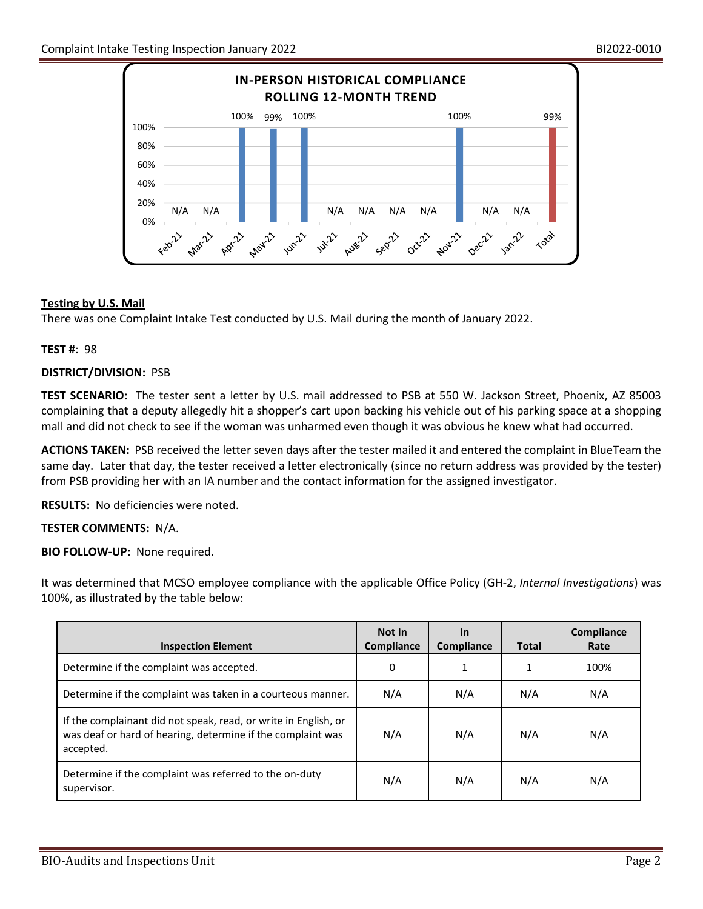**IN-PERSON HISTORICAL COMPLIANCE ROLLING 12-MONTH TREND**

| Feb-21 | Mar-21 | Apr-21 | May-21 | Jun-21 | Jul-21 | Aug-21 | Sep-21 | Oct-21 | Nov-21 | Dec-21 | Jan-22 | Total |
|---|---|---|---|---|---|---|---|---|---|---|---|---|
| N/A | N/A | 100% | 99% | 100% | N/A | N/A | N/A | N/A | 100% | N/A | N/A | 99% |

**Testing by U.S. Mail**

There was one Complaint Intake Test conducted by U.S. Mail during the month of January 2022.

**TEST #**: 98

**DISTRICT/DIVISION:** PSB

**TEST SCENARIO:** The tester sent a letter by U.S. mail addressed to PSB at 550 W. Jackson Street, Phoenix, AZ 85003 complaining that a deputy allegedly hit a shopper's cart upon backing his vehicle out of his parking space at a shopping mall and did not check to see if the woman was unharmed even though it was obvious he knew what had occurred.

**ACTIONS TAKEN:** PSB received the letter seven days after the tester mailed it and entered the complaint in BlueTeam the same day. Later that day, the tester received a letter electronically (since no return address was provided by the tester) from PSB providing her with an IA number and the contact information for the assigned investigator.

**RESULTS:** No deficiencies were noted.

**TESTER COMMENTS:** N/A.

**BIO FOLLOW-UP:** None required.

It was determined that MCSO employee compliance with the applicable Office Policy (GH-2, *Internal Investigations*) was 100%, as illustrated by the table below:

| Inspection Element | Not In Compliance | In Compliance | Total | Compliance Rate |
|---|---|---|---|---|
| Determine if the complaint was accepted. | 0 | 1 | 1 | 100% |
| Determine if the complaint was taken in a courteous manner. | N/A | N/A | N/A | N/A |
| If the complainant did not speak, read, or write in English, or was deaf or hard of hearing, determine if the complaint was accepted. | N/A | N/A | N/A | N/A |
| Determine if the complaint was referred to the on-duty supervisor. | N/A | N/A | N/A | N/A |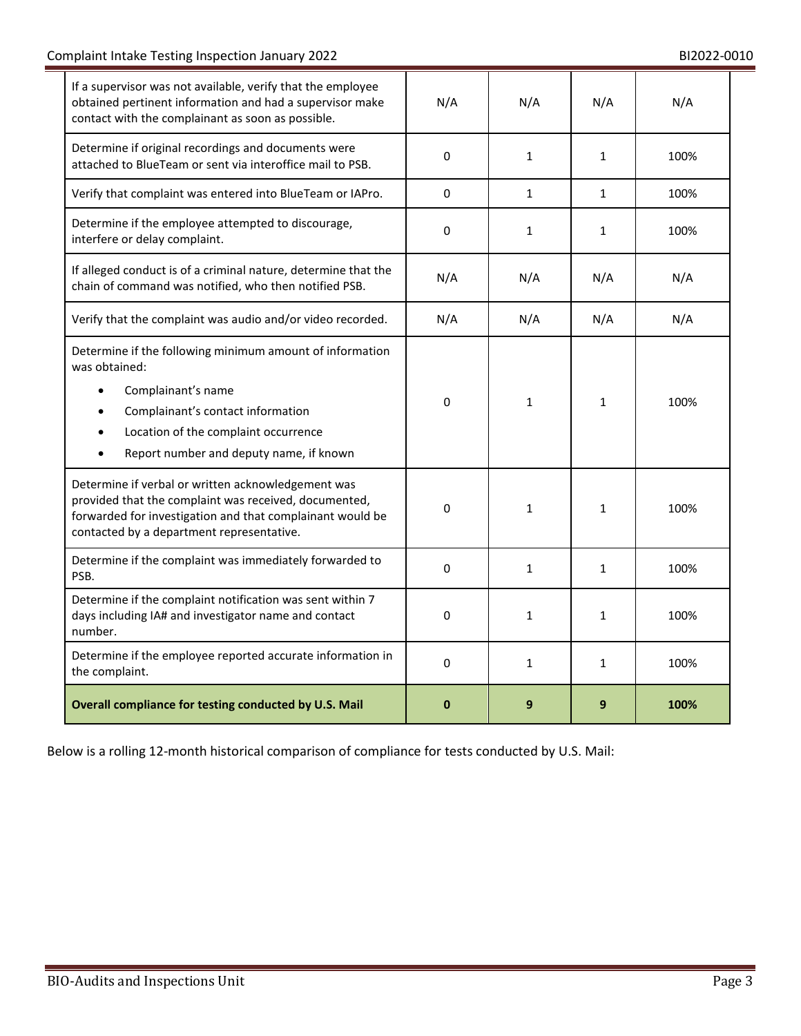| | | | | |
|---|---|---|---|---|
| If a supervisor was not available, verify that the employee obtained pertinent information and had a supervisor make contact with the complainant as soon as possible. | N/A | N/A | N/A | N/A |
| Determine if original recordings and documents were attached to BlueTeam or sent via interoffice mail to PSB. | 0 | 1 | 1 | 100% |
| Verify that complaint was entered into BlueTeam or IAPro. | 0 | 1 | 1 | 100% |
| Determine if the employee attempted to discourage, interfere or delay complaint. | 0 | 1 | 1 | 100% |
| If alleged conduct is of a criminal nature, determine that the chain of command was notified, who then notified PSB. | N/A | N/A | N/A | N/A |
| Verify that the complaint was audio and/or video recorded. | N/A | N/A | N/A | N/A |
| Determine if the following minimum amount of information was obtained:<br>• Complainant's name<br>• Complainant's contact information<br>• Location of the complaint occurrence<br>• Report number and deputy name, if known | 0 | 1 | 1 | 100% |
| Determine if verbal or written acknowledgement was provided that the complaint was received, documented, forwarded for investigation and that complainant would be contacted by a department representative. | 0 | 1 | 1 | 100% |
| Determine if the complaint was immediately forwarded to PSB. | 0 | 1 | 1 | 100% |
| Determine if the complaint notification was sent within 7 days including IA# and investigator name and contact number. | 0 | 1 | 1 | 100% |
| Determine if the employee reported accurate information in the complaint. | 0 | 1 | 1 | 100% |
| **Overall compliance for testing conducted by U.S. Mail** | **0** | **9** | **9** | **100%** |

Below is a rolling 12-month historical comparison of compliance for tests conducted by U.S. Mail: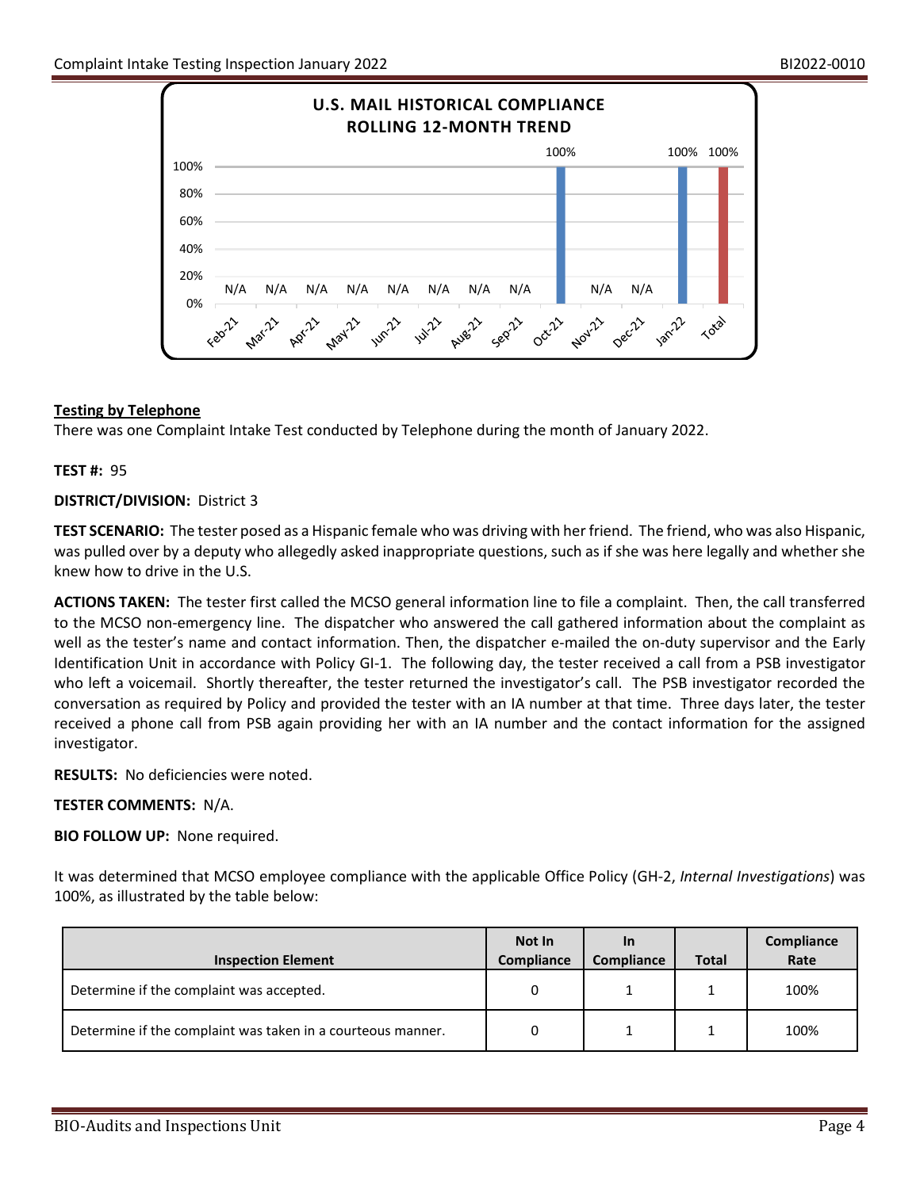**U.S. MAIL HISTORICAL COMPLIANCE**
**ROLLING 12-MONTH TREND**

| Month | Compliance |
|---|---|
| Feb-21 | N/A |
| Mar-21 | N/A |
| Apr-21 | N/A |
| May-21 | N/A |
| Jun-21 | N/A |
| Jul-21 | N/A |
| Aug-21 | N/A |
| Sep-21 | N/A |
| Oct-21 | 100% |
| Nov-21 | N/A |
| Dec-21 | N/A |
| Jan-22 | 100% |
| Total | 100% |

**Testing by Telephone**

There was one Complaint Intake Test conducted by Telephone during the month of January 2022.

**TEST #:** 95

**DISTRICT/DIVISION:** District 3

**TEST SCENARIO:** The tester posed as a Hispanic female who was driving with her friend. The friend, who was also Hispanic, was pulled over by a deputy who allegedly asked inappropriate questions, such as if she was here legally and whether she knew how to drive in the U.S.

**ACTIONS TAKEN:** The tester first called the MCSO general information line to file a complaint. Then, the call transferred to the MCSO non-emergency line. The dispatcher who answered the call gathered information about the complaint as well as the tester's name and contact information. Then, the dispatcher e-mailed the on-duty supervisor and the Early Identification Unit in accordance with Policy GI-1. The following day, the tester received a call from a PSB investigator who left a voicemail. Shortly thereafter, the tester returned the investigator's call. The PSB investigator recorded the conversation as required by Policy and provided the tester with an IA number at that time. Three days later, the tester received a phone call from PSB again providing her with an IA number and the contact information for the assigned investigator.

**RESULTS:** No deficiencies were noted.

**TESTER COMMENTS:** N/A.

**BIO FOLLOW UP:** None required.

It was determined that MCSO employee compliance with the applicable Office Policy (GH-2, *Internal Investigations*) was 100%, as illustrated by the table below:

| Inspection Element | Not In Compliance | In Compliance | Total | Compliance Rate |
|---|---|---|---|---|
| Determine if the complaint was accepted. | 0 | 1 | 1 | 100% |
| Determine if the complaint was taken in a courteous manner. | 0 | 1 | 1 | 100% |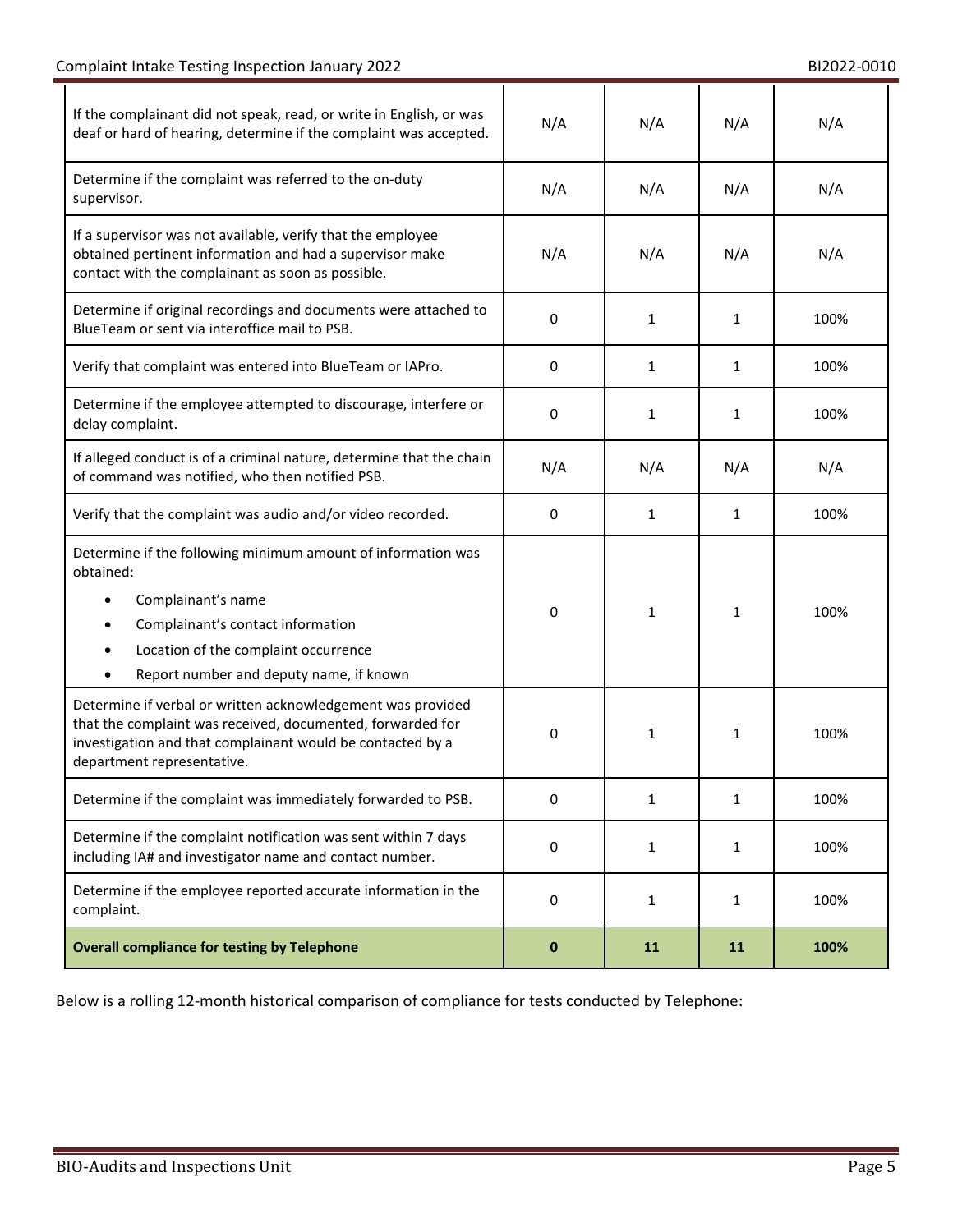| | | | | |
|---|---|---|---|---|
| If the complainant did not speak, read, or write in English, or was deaf or hard of hearing, determine if the complaint was accepted. | N/A | N/A | N/A | N/A |
| Determine if the complaint was referred to the on-duty supervisor. | N/A | N/A | N/A | N/A |
| If a supervisor was not available, verify that the employee obtained pertinent information and had a supervisor make contact with the complainant as soon as possible. | N/A | N/A | N/A | N/A |
| Determine if original recordings and documents were attached to BlueTeam or sent via interoffice mail to PSB. | 0 | 1 | 1 | 100% |
| Verify that complaint was entered into BlueTeam or IAPro. | 0 | 1 | 1 | 100% |
| Determine if the employee attempted to discourage, interfere or delay complaint. | 0 | 1 | 1 | 100% |
| If alleged conduct is of a criminal nature, determine that the chain of command was notified, who then notified PSB. | N/A | N/A | N/A | N/A |
| Verify that the complaint was audio and/or video recorded. | 0 | 1 | 1 | 100% |
| Determine if the following minimum amount of information was obtained: <br>• Complainant's name <br>• Complainant's contact information <br>• Location of the complaint occurrence <br>• Report number and deputy name, if known | 0 | 1 | 1 | 100% |
| Determine if verbal or written acknowledgement was provided that the complaint was received, documented, forwarded for investigation and that complainant would be contacted by a department representative. | 0 | 1 | 1 | 100% |
| Determine if the complaint was immediately forwarded to PSB. | 0 | 1 | 1 | 100% |
| Determine if the complaint notification was sent within 7 days including IA# and investigator name and contact number. | 0 | 1 | 1 | 100% |
| Determine if the employee reported accurate information in the complaint. | 0 | 1 | 1 | 100% |
| **Overall compliance for testing by Telephone** | **0** | **11** | **11** | **100%** |

Below is a rolling 12-month historical comparison of compliance for tests conducted by Telephone: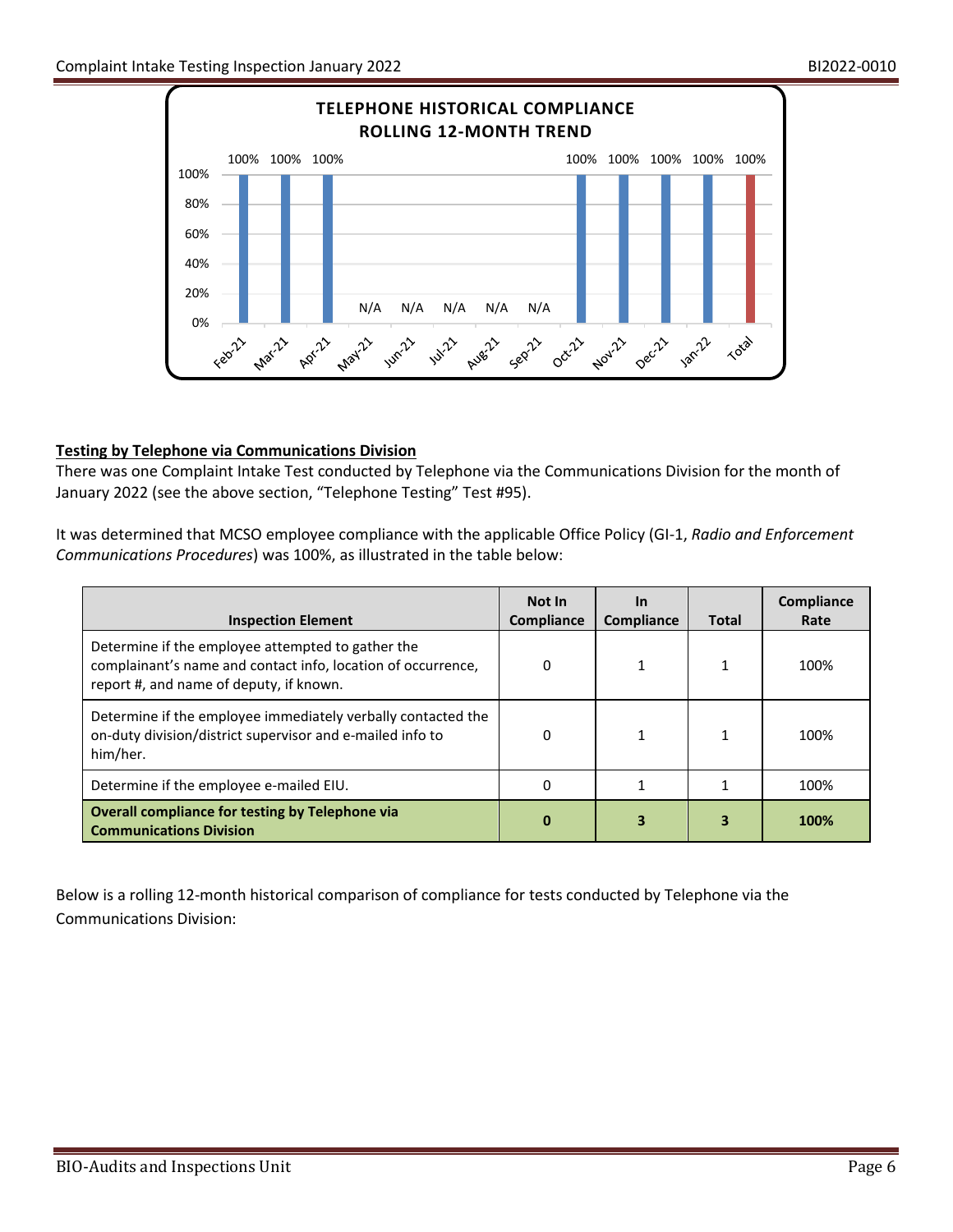**TELEPHONE HISTORICAL COMPLIANCE ROLLING 12-MONTH TREND**

| Month | Compliance |
|---|---|
| Feb-21 | 100% |
| Mar-21 | 100% |
| Apr-21 | 100% |
| May-21 | N/A |
| Jun-21 | N/A |
| Jul-21 | N/A |
| Aug-21 | N/A |
| Sep-21 | N/A |
| Oct-21 | 100% |
| Nov-21 | 100% |
| Dec-21 | 100% |
| Jan-22 | 100% |
| Total | 100% |

**Testing by Telephone via Communications Division**

There was one Complaint Intake Test conducted by Telephone via the Communications Division for the month of January 2022 (see the above section, "Telephone Testing" Test #95).

It was determined that MCSO employee compliance with the applicable Office Policy (GI-1, *Radio and Enforcement Communications Procedures*) was 100%, as illustrated in the table below:

| Inspection Element | Not In Compliance | In Compliance | Total | Compliance Rate |
|---|---|---|---|---|
| Determine if the employee attempted to gather the complainant's name and contact info, location of occurrence, report #, and name of deputy, if known. | 0 | 1 | 1 | 100% |
| Determine if the employee immediately verbally contacted the on-duty division/district supervisor and e-mailed info to him/her. | 0 | 1 | 1 | 100% |
| Determine if the employee e-mailed EIU. | 0 | 1 | 1 | 100% |
| **Overall compliance for testing by Telephone via Communications Division** | **0** | **3** | **3** | **100%** |

Below is a rolling 12-month historical comparison of compliance for tests conducted by Telephone via the Communications Division: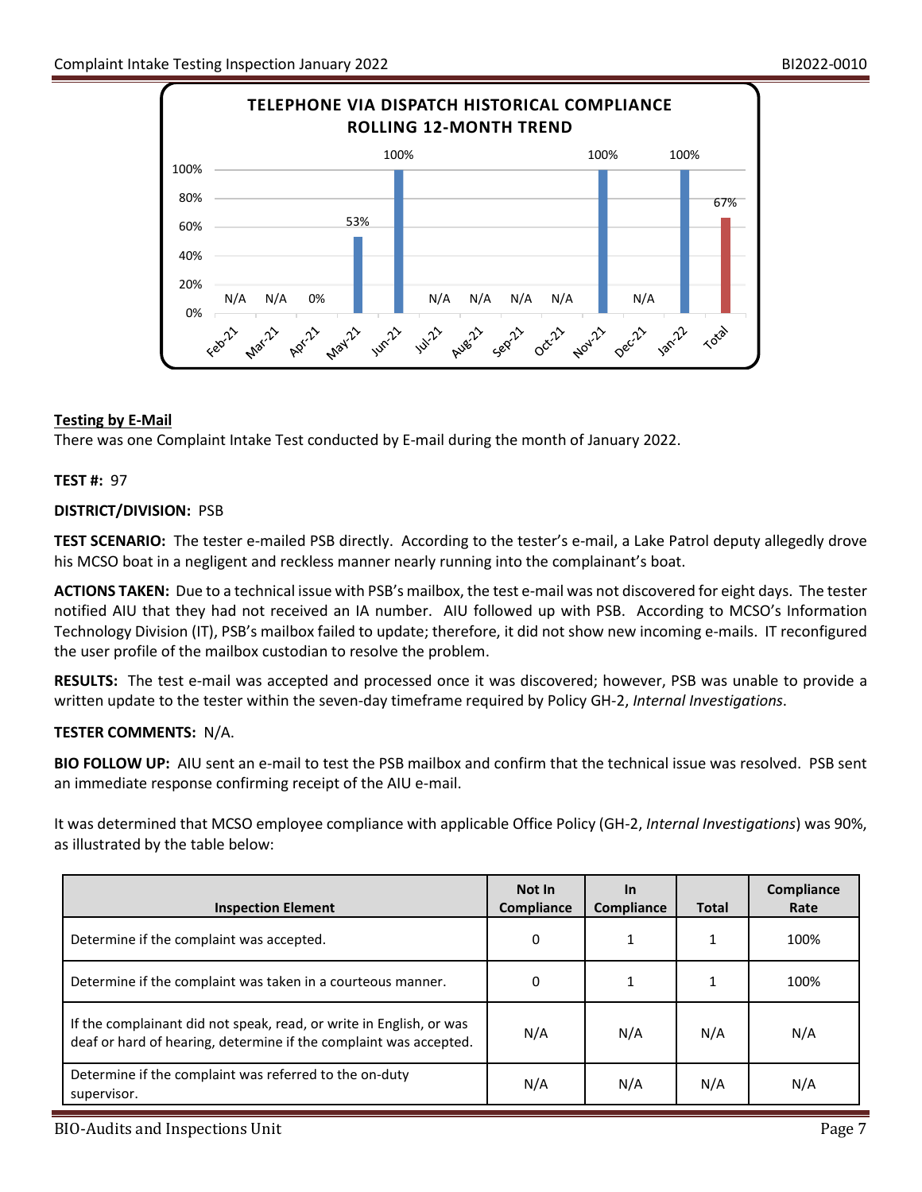**TELEPHONE VIA DISPATCH HISTORICAL COMPLIANCE ROLLING 12-MONTH TREND**

| Feb-21 | Mar-21 | Apr-21 | May-21 | Jun-21 | Jul-21 | Aug-21 | Sep-21 | Oct-21 | Nov-21 | Dec-21 | Jan-22 | Total |
|---|---|---|---|---|---|---|---|---|---|---|---|---|
| N/A | N/A | 0% | 53% | 100% | N/A | N/A | N/A | N/A | 100% | N/A | 100% | 67% |

**Testing by E-Mail**

There was one Complaint Intake Test conducted by E-mail during the month of January 2022.

**TEST #:** 97

**DISTRICT/DIVISION:** PSB

**TEST SCENARIO:** The tester e-mailed PSB directly. According to the tester's e-mail, a Lake Patrol deputy allegedly drove his MCSO boat in a negligent and reckless manner nearly running into the complainant's boat.

**ACTIONS TAKEN:** Due to a technical issue with PSB's mailbox, the test e-mail was not discovered for eight days. The tester notified AIU that they had not received an IA number. AIU followed up with PSB. According to MCSO's Information Technology Division (IT), PSB's mailbox failed to update; therefore, it did not show new incoming e-mails. IT reconfigured the user profile of the mailbox custodian to resolve the problem.

**RESULTS:** The test e-mail was accepted and processed once it was discovered; however, PSB was unable to provide a written update to the tester within the seven-day timeframe required by Policy GH-2, *Internal Investigations*.

**TESTER COMMENTS:** N/A.

**BIO FOLLOW UP:** AIU sent an e-mail to test the PSB mailbox and confirm that the technical issue was resolved. PSB sent an immediate response confirming receipt of the AIU e-mail.

It was determined that MCSO employee compliance with applicable Office Policy (GH-2, *Internal Investigations*) was 90%, as illustrated by the table below:

| Inspection Element | Not In Compliance | In Compliance | Total | Compliance Rate |
|---|---|---|---|---|
| Determine if the complaint was accepted. | 0 | 1 | 1 | 100% |
| Determine if the complaint was taken in a courteous manner. | 0 | 1 | 1 | 100% |
| If the complainant did not speak, read, or write in English, or was deaf or hard of hearing, determine if the complaint was accepted. | N/A | N/A | N/A | N/A |
| Determine if the complaint was referred to the on-duty supervisor. | N/A | N/A | N/A | N/A |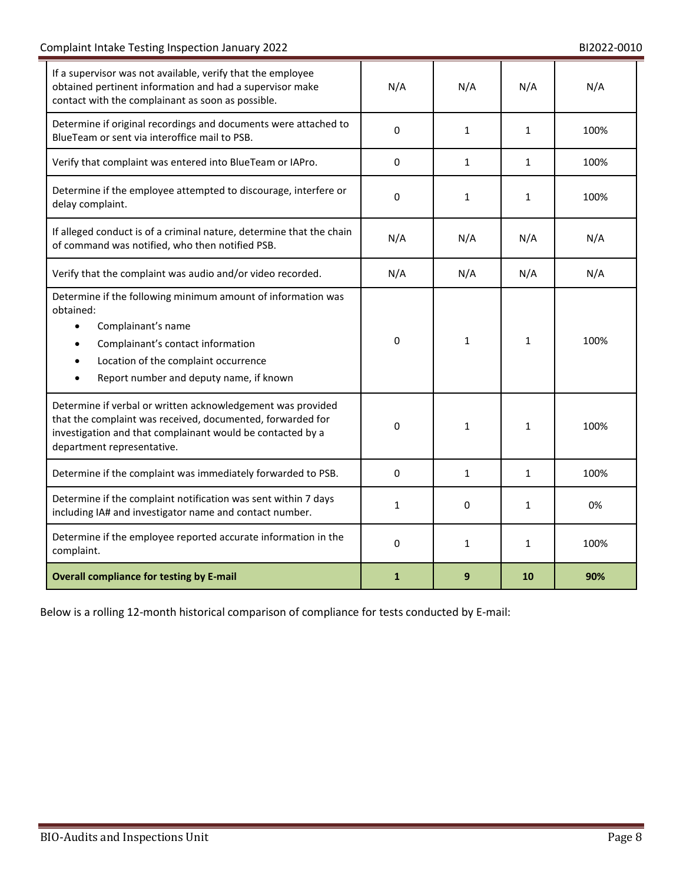| | | | | |
|---|---|---|---|---|
| If a supervisor was not available, verify that the employee obtained pertinent information and had a supervisor make contact with the complainant as soon as possible. | N/A | N/A | N/A | N/A |
| Determine if original recordings and documents were attached to BlueTeam or sent via interoffice mail to PSB. | 0 | 1 | 1 | 100% |
| Verify that complaint was entered into BlueTeam or IAPro. | 0 | 1 | 1 | 100% |
| Determine if the employee attempted to discourage, interfere or delay complaint. | 0 | 1 | 1 | 100% |
| If alleged conduct is of a criminal nature, determine that the chain of command was notified, who then notified PSB. | N/A | N/A | N/A | N/A |
| Verify that the complaint was audio and/or video recorded. | N/A | N/A | N/A | N/A |
| Determine if the following minimum amount of information was obtained: <br>• Complainant's name <br>• Complainant's contact information <br>• Location of the complaint occurrence <br>• Report number and deputy name, if known | 0 | 1 | 1 | 100% |
| Determine if verbal or written acknowledgement was provided that the complaint was received, documented, forwarded for investigation and that complainant would be contacted by a department representative. | 0 | 1 | 1 | 100% |
| Determine if the complaint was immediately forwarded to PSB. | 0 | 1 | 1 | 100% |
| Determine if the complaint notification was sent within 7 days including IA# and investigator name and contact number. | 1 | 0 | 1 | 0% |
| Determine if the employee reported accurate information in the complaint. | 0 | 1 | 1 | 100% |
| **Overall compliance for testing by E-mail** | **1** | **9** | **10** | **90%** |

Below is a rolling 12-month historical comparison of compliance for tests conducted by E-mail: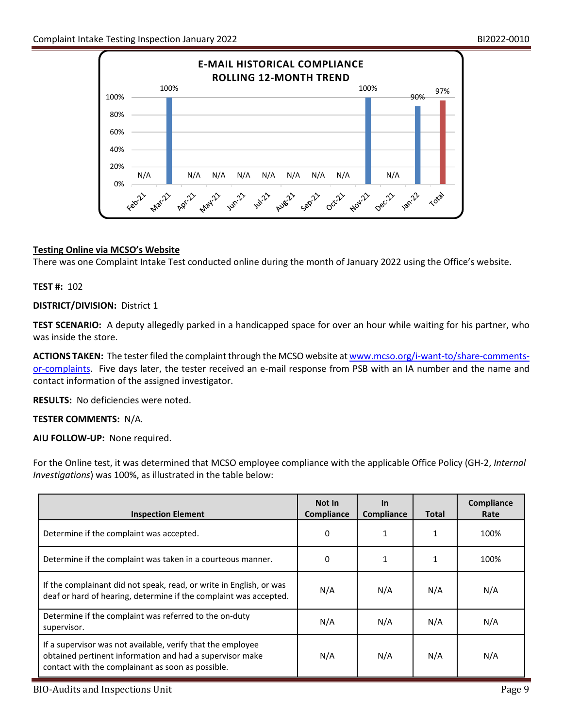**E-MAIL HISTORICAL COMPLIANCE ROLLING 12-MONTH TREND**

| Feb-21 | Mar-21 | Apr-21 | May-21 | Jun-21 | Jul-21 | Aug-21 | Sep-21 | Oct-21 | Nov-21 | Dec-21 | Jan-22 | Total |
|---|---|---|---|---|---|---|---|---|---|---|---|---|
| N/A | 100% | N/A | N/A | N/A | N/A | N/A | N/A | N/A | 100% | N/A | 90% | 97% |

**Testing Online via MCSO's Website**

There was one Complaint Intake Test conducted online during the month of January 2022 using the Office's website.

**TEST #:** 102

**DISTRICT/DIVISION:** District 1

**TEST SCENARIO:** A deputy allegedly parked in a handicapped space for over an hour while waiting for his partner, who was inside the store.

**ACTIONS TAKEN:** The tester filed the complaint through the MCSO website at www.mcso.org/i-want-to/share-comments-or-complaints. Five days later, the tester received an e-mail response from PSB with an IA number and the name and contact information of the assigned investigator.

**RESULTS:** No deficiencies were noted.

**TESTER COMMENTS:** N/A.

**AIU FOLLOW-UP:** None required.

For the Online test, it was determined that MCSO employee compliance with the applicable Office Policy (GH-2, *Internal Investigations*) was 100%, as illustrated in the table below:

| Inspection Element | Not In Compliance | In Compliance | Total | Compliance Rate |
|---|---|---|---|---|
| Determine if the complaint was accepted. | 0 | 1 | 1 | 100% |
| Determine if the complaint was taken in a courteous manner. | 0 | 1 | 1 | 100% |
| If the complainant did not speak, read, or write in English, or was deaf or hard of hearing, determine if the complaint was accepted. | N/A | N/A | N/A | N/A |
| Determine if the complaint was referred to the on-duty supervisor. | N/A | N/A | N/A | N/A |
| If a supervisor was not available, verify that the employee obtained pertinent information and had a supervisor make contact with the complainant as soon as possible. | N/A | N/A | N/A | N/A |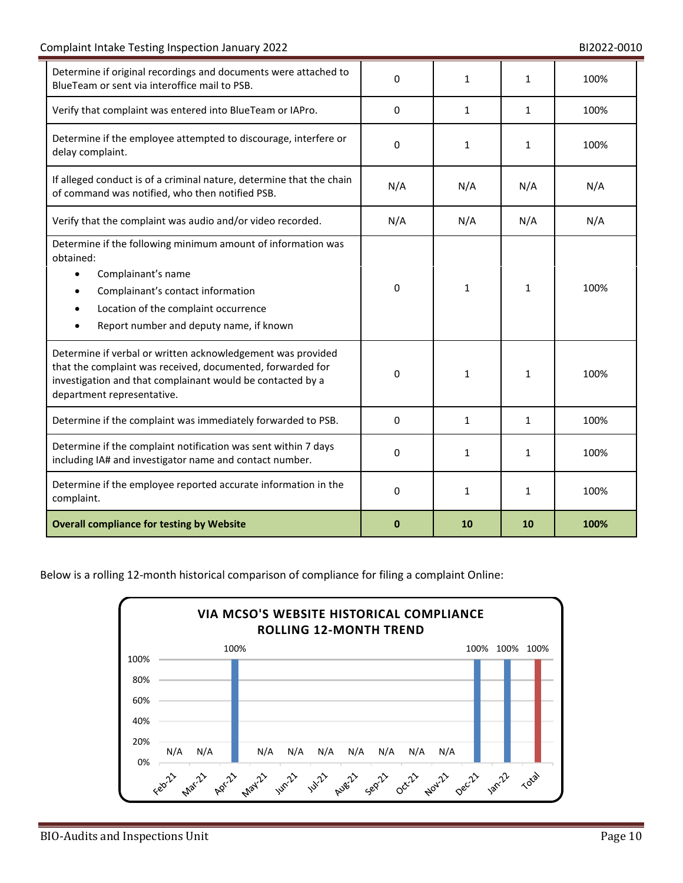| | | | | |
|---|---|---|---|---|
| Determine if original recordings and documents were attached to BlueTeam or sent via interoffice mail to PSB. | 0 | 1 | 1 | 100% |
| Verify that complaint was entered into BlueTeam or IAPro. | 0 | 1 | 1 | 100% |
| Determine if the employee attempted to discourage, interfere or delay complaint. | 0 | 1 | 1 | 100% |
| If alleged conduct is of a criminal nature, determine that the chain of command was notified, who then notified PSB. | N/A | N/A | N/A | N/A |
| Verify that the complaint was audio and/or video recorded. | N/A | N/A | N/A | N/A |
| Determine if the following minimum amount of information was obtained:<br>• Complainant's name<br>• Complainant's contact information<br>• Location of the complaint occurrence<br>• Report number and deputy name, if known | 0 | 1 | 1 | 100% |
| Determine if verbal or written acknowledgement was provided that the complaint was received, documented, forwarded for investigation and that complainant would be contacted by a department representative. | 0 | 1 | 1 | 100% |
| Determine if the complaint was immediately forwarded to PSB. | 0 | 1 | 1 | 100% |
| Determine if the complaint notification was sent within 7 days including IA# and investigator name and contact number. | 0 | 1 | 1 | 100% |
| Determine if the employee reported accurate information in the complaint. | 0 | 1 | 1 | 100% |
| **Overall compliance for testing by Website** | **0** | **10** | **10** | **100%** |

Below is a rolling 12-month historical comparison of compliance for filing a complaint Online:

**VIA MCSO'S WEBSITE HISTORICAL COMPLIANCE ROLLING 12-MONTH TREND**

| Feb-21 | Mar-21 | Apr-21 | May-21 | Jun-21 | Jul-21 | Aug-21 | Sep-21 | Oct-21 | Nov-21 | Dec-21 | Jan-22 | Total |
|---|---|---|---|---|---|---|---|---|---|---|---|---|
| N/A | N/A | 100% | N/A | N/A | N/A | N/A | N/A | N/A | N/A | 100% | 100% | 100% |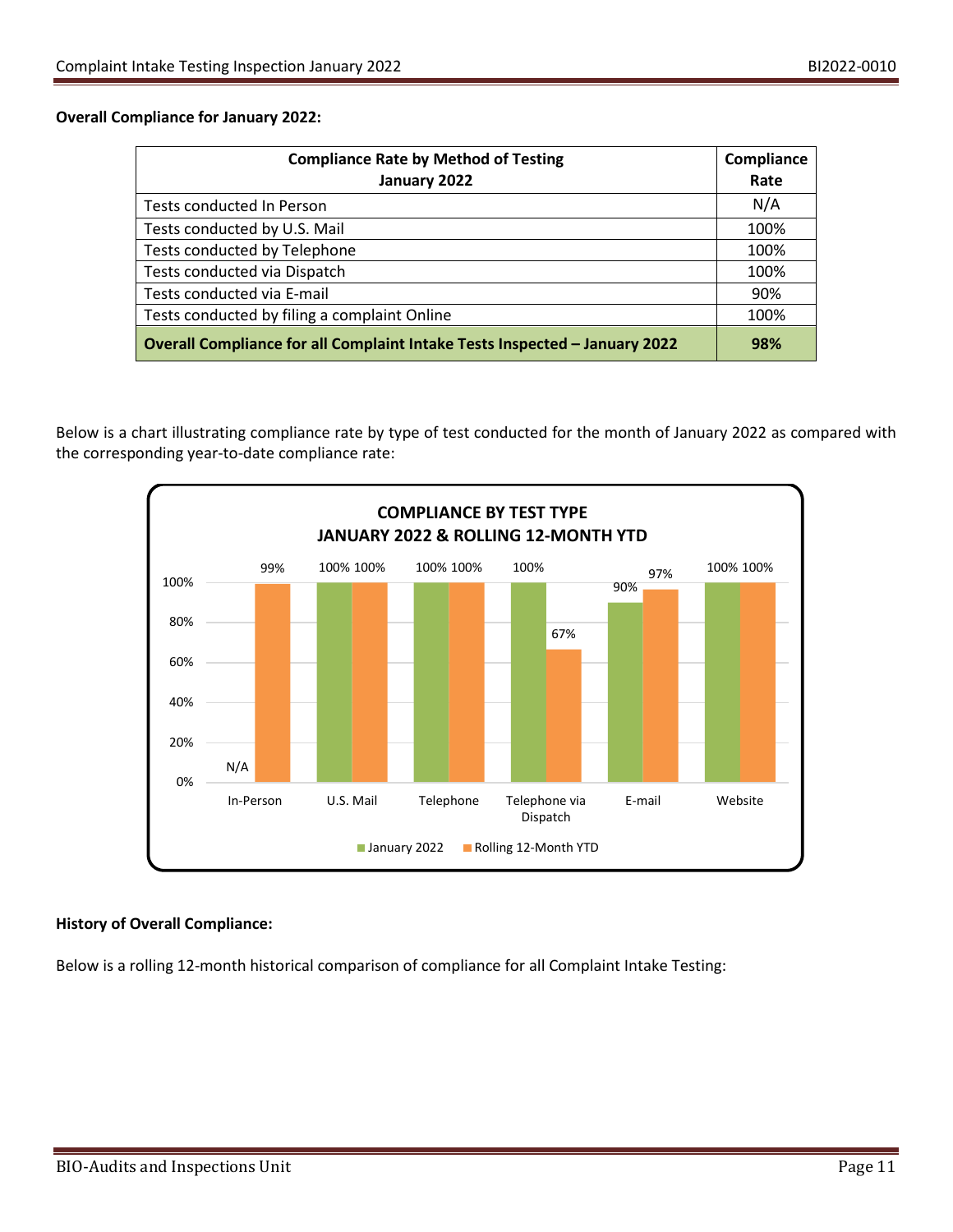**Overall Compliance for January 2022:**

| Compliance Rate by Method of Testing January 2022 | Compliance Rate |
|---|---|
| Tests conducted In Person | N/A |
| Tests conducted by U.S. Mail | 100% |
| Tests conducted by Telephone | 100% |
| Tests conducted via Dispatch | 100% |
| Tests conducted via E-mail | 90% |
| Tests conducted by filing a complaint Online | 100% |
| **Overall Compliance for all Complaint Intake Tests Inspected – January 2022** | **98%** |

Below is a chart illustrating compliance rate by type of test conducted for the month of January 2022 as compared with the corresponding year-to-date compliance rate:

**COMPLIANCE BY TEST TYPE**
**JANUARY 2022 & ROLLING 12-MONTH YTD**

| Test Type | January 2022 | Rolling 12-Month YTD |
|---|---|---|
| In-Person | N/A | 99% |
| U.S. Mail | 100% | 100% |
| Telephone | 100% | 100% |
| Telephone via Dispatch | 100% | 67% |
| E-mail | 90% | 97% |
| Website | 100% | 100% |

**History of Overall Compliance:**

Below is a rolling 12-month historical comparison of compliance for all Complaint Intake Testing: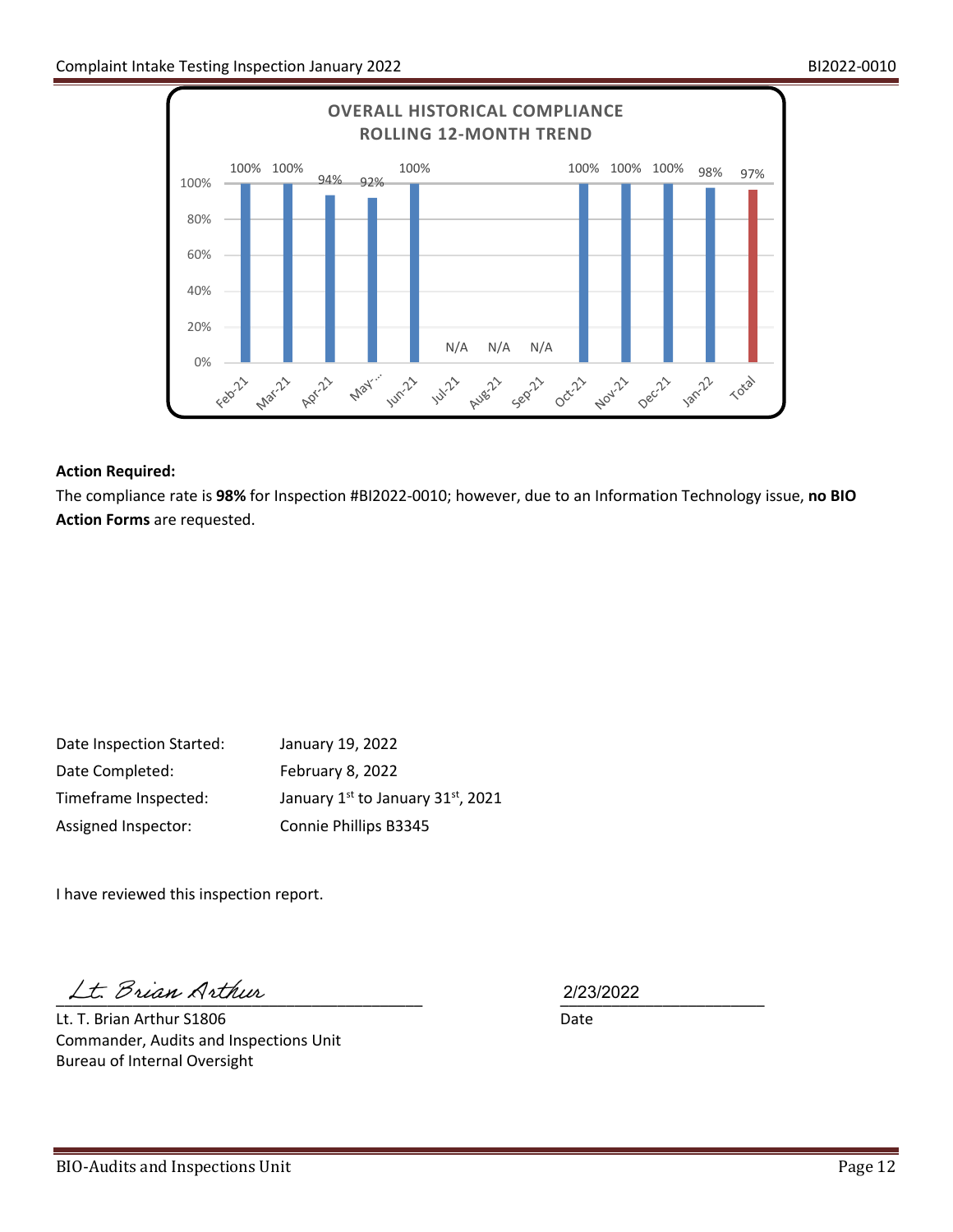OVERALL HISTORICAL COMPLIANCE
ROLLING 12-MONTH TREND

100% 100% 94% 92% 100% N/A N/A N/A 100% 100% 100% 98% 97%

100%
80%
60%
40%
20%
0%

Feb-21 Mar-21 Apr-21 May-... Jun-21 Jul-21 Aug-21 Sep-21 Oct-21 Nov-21 Dec-21 Jan-22 Total

**Action Required:**

The compliance rate is **98%** for Inspection #BI2022-0010; however, due to an Information Technology issue, **no BIO Action Forms** are requested.

Date Inspection Started: January 19, 2022

Date Completed: February 8, 2022

Timeframe Inspected: January 1st to January 31st, 2021

Assigned Inspector: Connie Phillips B3345

I have reviewed this inspection report.

Lt. Brian Arthur

Lt. T. Brian Arthur S1806
Commander, Audits and Inspections Unit
Bureau of Internal Oversight

2/23/2022
Date